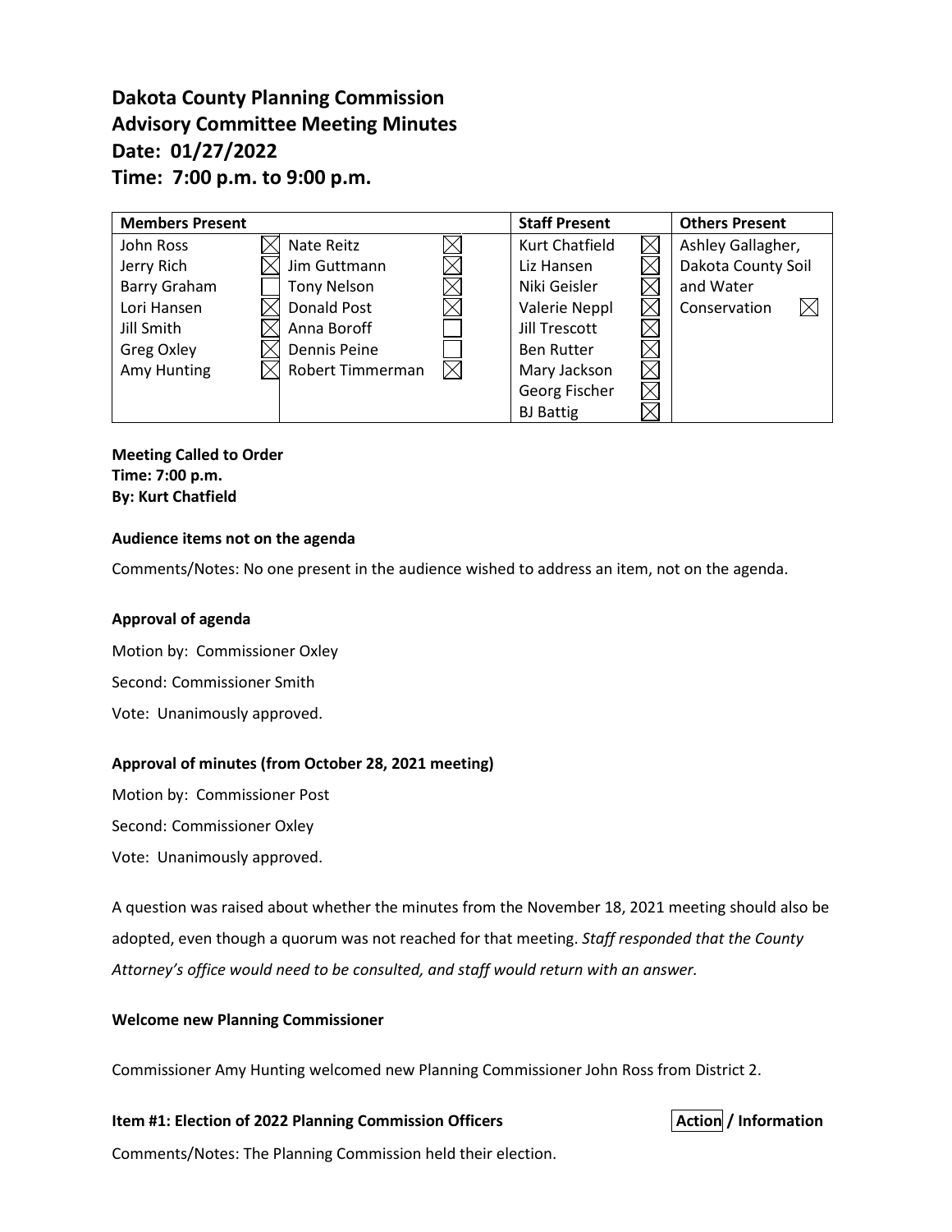# Dakota County Planning Commission
# Advisory Committee Meeting Minutes
# Date: 01/27/2022
# Time: 7:00 p.m. to 9:00 p.m.

| Members Present | | | | Staff Present | | Others Present |
|---|---|---|---|---|---|---|
| John Ross | ☒ | Nate Reitz | ☒ | Kurt Chatfield | ☒ | Ashley Gallagher, Dakota County Soil and Water Conservation ☒ |
| Jerry Rich | ☒ | Jim Guttmann | ☒ | Liz Hansen | ☒ | |
| Barry Graham | ☐ | Tony Nelson | ☒ | Niki Geisler | ☒ | |
| Lori Hansen | ☒ | Donald Post | ☒ | Valerie Neppl | ☒ | |
| Jill Smith | ☒ | Anna Boroff | ☐ | Jill Trescott | ☒ | |
| Greg Oxley | ☒ | Dennis Peine | ☐ | Ben Rutter | ☒ | |
| Amy Hunting | ☒ | Robert Timmerman | ☒ | Mary Jackson | ☒ | |
| | | | | Georg Fischer | ☒ | |
| | | | | BJ Battig | ☒ | |

**Meeting Called to Order**
**Time: 7:00 p.m.**
**By: Kurt Chatfield**

**Audience items not on the agenda**

Comments/Notes: No one present in the audience wished to address an item, not on the agenda.

**Approval of agenda**

Motion by: Commissioner Oxley

Second: Commissioner Smith

Vote: Unanimously approved.

**Approval of minutes (from October 28, 2021 meeting)**

Motion by: Commissioner Post

Second: Commissioner Oxley

Vote: Unanimously approved.

A question was raised about whether the minutes from the November 18, 2021 meeting should also be adopted, even though a quorum was not reached for that meeting. *Staff responded that the County Attorney's office would need to be consulted, and staff would return with an answer.*

**Welcome new Planning Commissioner**

Commissioner Amy Hunting welcomed new Planning Commissioner John Ross from District 2.

**Item #1: Election of 2022 Planning Commission Officers** **Action / Information**

Comments/Notes: The Planning Commission held their election.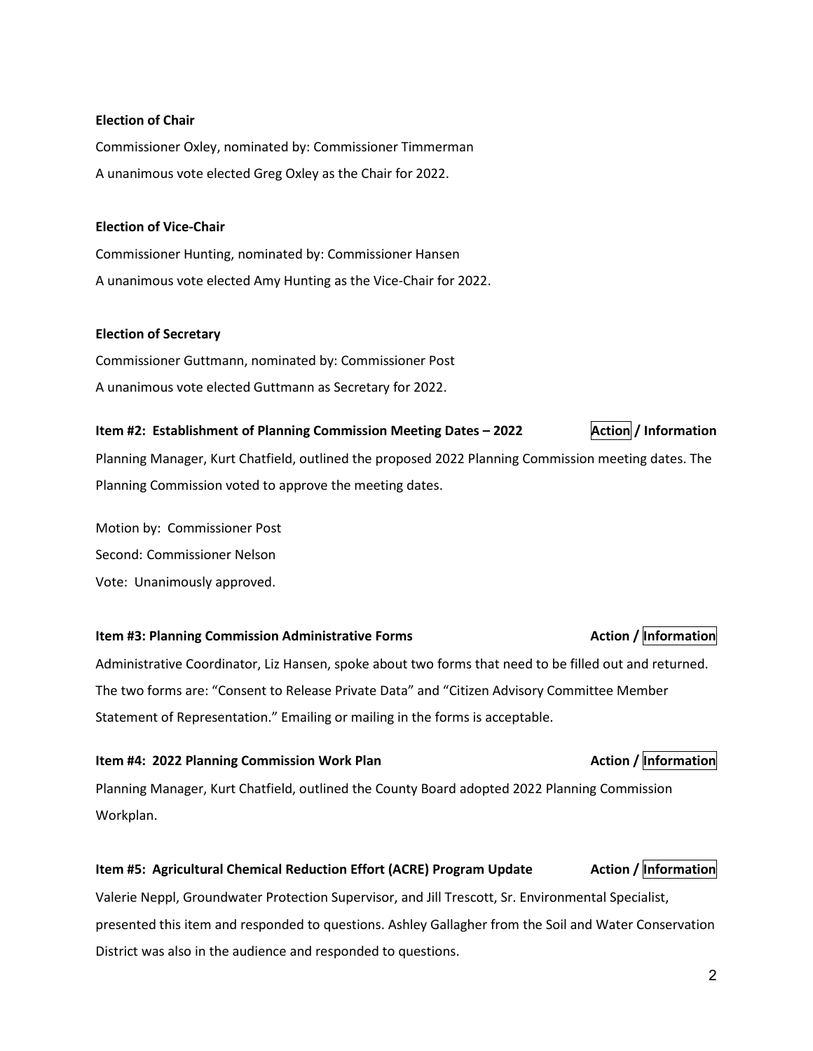**Election of Chair**

Commissioner Oxley, nominated by: Commissioner Timmerman

A unanimous vote elected Greg Oxley as the Chair for 2022.

**Election of Vice-Chair**

Commissioner Hunting, nominated by: Commissioner Hansen

A unanimous vote elected Amy Hunting as the Vice-Chair for 2022.

**Election of Secretary**

Commissioner Guttmann, nominated by: Commissioner Post

A unanimous vote elected Guttmann as Secretary for 2022.

**Item #2: Establishment of Planning Commission Meeting Dates – 2022** **Action / Information**

Planning Manager, Kurt Chatfield, outlined the proposed 2022 Planning Commission meeting dates. The Planning Commission voted to approve the meeting dates.

Motion by: Commissioner Post

Second: Commissioner Nelson

Vote: Unanimously approved.

**Item #3: Planning Commission Administrative Forms** **Action / Information**

Administrative Coordinator, Liz Hansen, spoke about two forms that need to be filled out and returned. The two forms are: "Consent to Release Private Data" and "Citizen Advisory Committee Member Statement of Representation." Emailing or mailing in the forms is acceptable.

**Item #4: 2022 Planning Commission Work Plan** **Action / Information**

Planning Manager, Kurt Chatfield, outlined the County Board adopted 2022 Planning Commission Workplan.

**Item #5: Agricultural Chemical Reduction Effort (ACRE) Program Update** **Action / Information**

Valerie Neppl, Groundwater Protection Supervisor, and Jill Trescott, Sr. Environmental Specialist, presented this item and responded to questions. Ashley Gallagher from the Soil and Water Conservation District was also in the audience and responded to questions.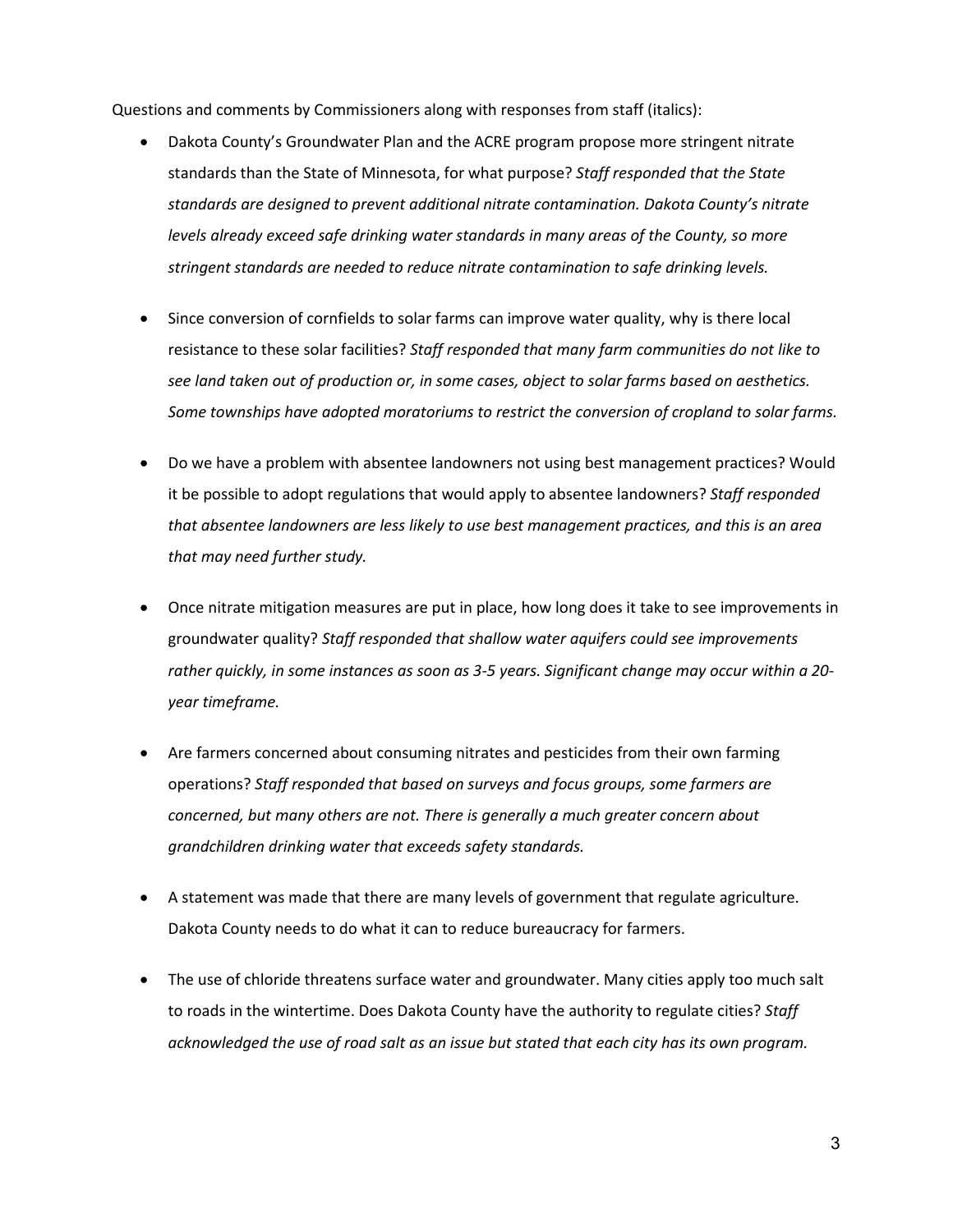Questions and comments by Commissioners along with responses from staff (italics):

- Dakota County's Groundwater Plan and the ACRE program propose more stringent nitrate standards than the State of Minnesota, for what purpose? *Staff responded that the State standards are designed to prevent additional nitrate contamination. Dakota County's nitrate levels already exceed safe drinking water standards in many areas of the County, so more stringent standards are needed to reduce nitrate contamination to safe drinking levels.*

- Since conversion of cornfields to solar farms can improve water quality, why is there local resistance to these solar facilities? *Staff responded that many farm communities do not like to see land taken out of production or, in some cases, object to solar farms based on aesthetics. Some townships have adopted moratoriums to restrict the conversion of cropland to solar farms.*

- Do we have a problem with absentee landowners not using best management practices? Would it be possible to adopt regulations that would apply to absentee landowners? *Staff responded that absentee landowners are less likely to use best management practices, and this is an area that may need further study.*

- Once nitrate mitigation measures are put in place, how long does it take to see improvements in groundwater quality? *Staff responded that shallow water aquifers could see improvements rather quickly, in some instances as soon as 3-5 years. Significant change may occur within a 20-year timeframe.*

- Are farmers concerned about consuming nitrates and pesticides from their own farming operations? *Staff responded that based on surveys and focus groups, some farmers are concerned, but many others are not. There is generally a much greater concern about grandchildren drinking water that exceeds safety standards.*

- A statement was made that there are many levels of government that regulate agriculture. Dakota County needs to do what it can to reduce bureaucracy for farmers.

- The use of chloride threatens surface water and groundwater. Many cities apply too much salt to roads in the wintertime. Does Dakota County have the authority to regulate cities? *Staff acknowledged the use of road salt as an issue but stated that each city has its own program.*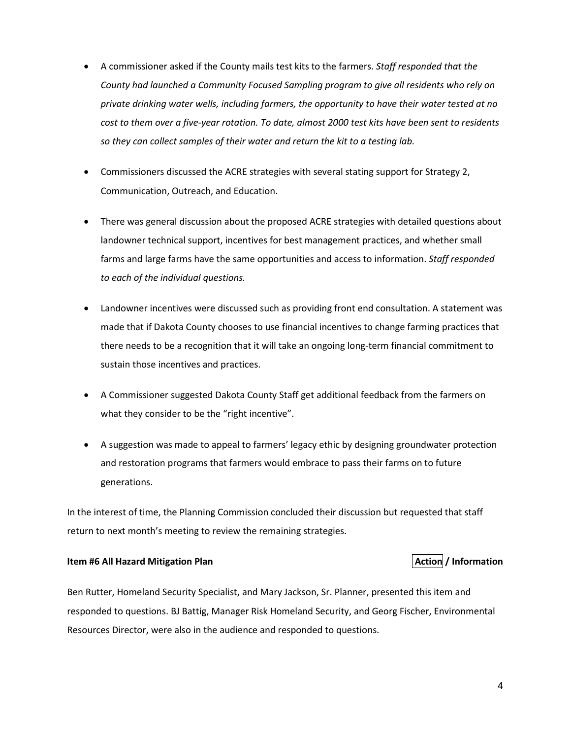- A commissioner asked if the County mails test kits to the farmers. *Staff responded that the County had launched a Community Focused Sampling program to give all residents who rely on private drinking water wells, including farmers, the opportunity to have their water tested at no cost to them over a five-year rotation. To date, almost 2000 test kits have been sent to residents so they can collect samples of their water and return the kit to a testing lab.*

- Commissioners discussed the ACRE strategies with several stating support for Strategy 2, Communication, Outreach, and Education.

- There was general discussion about the proposed ACRE strategies with detailed questions about landowner technical support, incentives for best management practices, and whether small farms and large farms have the same opportunities and access to information. *Staff responded to each of the individual questions.*

- Landowner incentives were discussed such as providing front end consultation. A statement was made that if Dakota County chooses to use financial incentives to change farming practices that there needs to be a recognition that it will take an ongoing long-term financial commitment to sustain those incentives and practices.

- A Commissioner suggested Dakota County Staff get additional feedback from the farmers on what they consider to be the "right incentive".

- A suggestion was made to appeal to farmers' legacy ethic by designing groundwater protection and restoration programs that farmers would embrace to pass their farms on to future generations.

In the interest of time, the Planning Commission concluded their discussion but requested that staff return to next month's meeting to review the remaining strategies.

**Item #6 All Hazard Mitigation Plan** **Action / Information**

Ben Rutter, Homeland Security Specialist, and Mary Jackson, Sr. Planner, presented this item and responded to questions. BJ Battig, Manager Risk Homeland Security, and Georg Fischer, Environmental Resources Director, were also in the audience and responded to questions.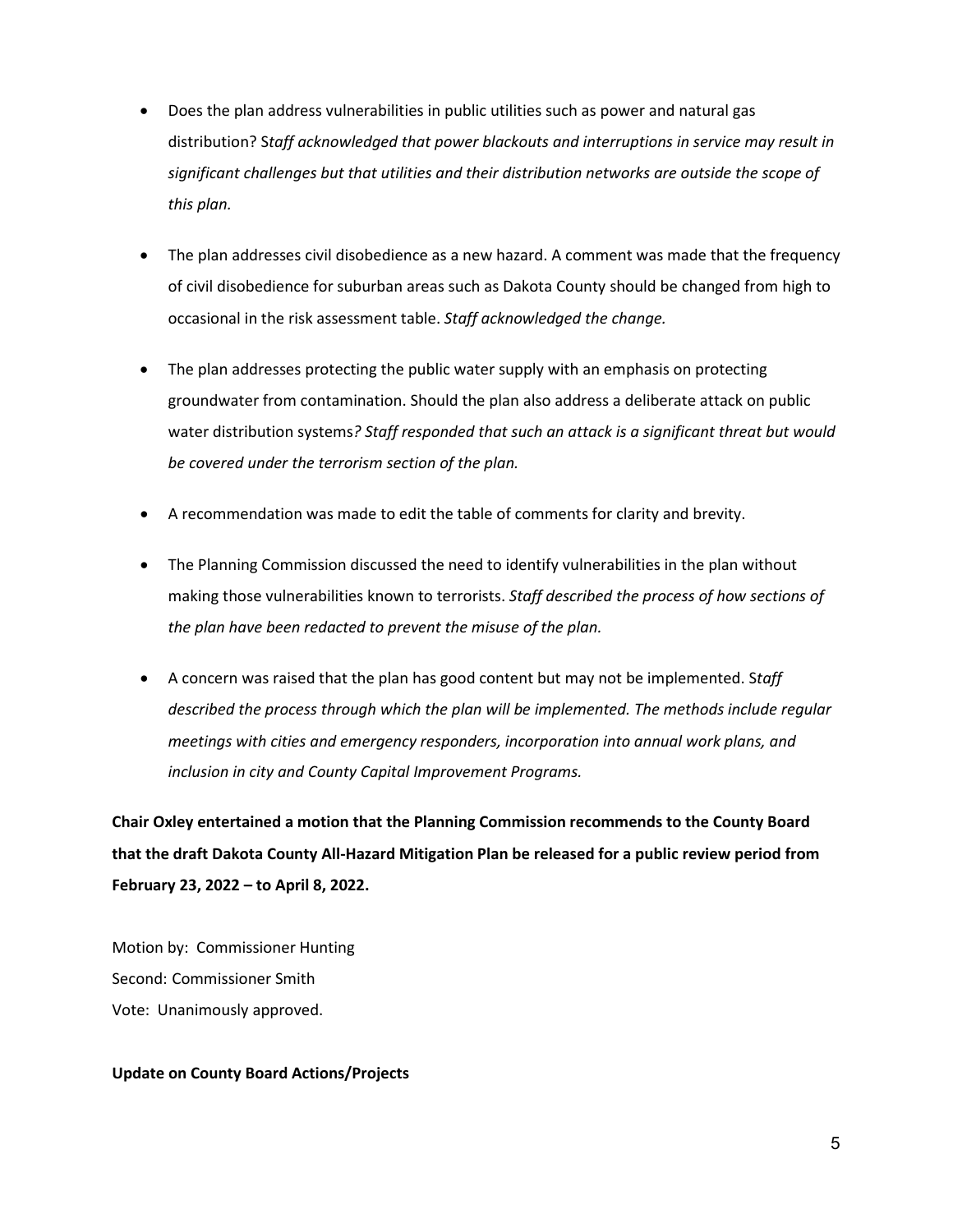- Does the plan address vulnerabilities in public utilities such as power and natural gas distribution? S*taff acknowledged that power blackouts and interruptions in service may result in significant challenges but that utilities and their distribution networks are outside the scope of this plan.*

- The plan addresses civil disobedience as a new hazard. A comment was made that the frequency of civil disobedience for suburban areas such as Dakota County should be changed from high to occasional in the risk assessment table. *Staff acknowledged the change.*

- The plan addresses protecting the public water supply with an emphasis on protecting groundwater from contamination. Should the plan also address a deliberate attack on public water distribution systems*? Staff responded that such an attack is a significant threat but would be covered under the terrorism section of the plan.*

- A recommendation was made to edit the table of comments for clarity and brevity.

- The Planning Commission discussed the need to identify vulnerabilities in the plan without making those vulnerabilities known to terrorists. *Staff described the process of how sections of the plan have been redacted to prevent the misuse of the plan.*

- A concern was raised that the plan has good content but may not be implemented. S*taff described the process through which the plan will be implemented. The methods include regular meetings with cities and emergency responders, incorporation into annual work plans, and inclusion in city and County Capital Improvement Programs.*

**Chair Oxley entertained a motion that the Planning Commission recommends to the County Board that the draft Dakota County All-Hazard Mitigation Plan be released for a public review period from February 23, 2022 – to April 8, 2022.**

Motion by: Commissioner Hunting
Second: Commissioner Smith
Vote: Unanimously approved.

**Update on County Board Actions/Projects**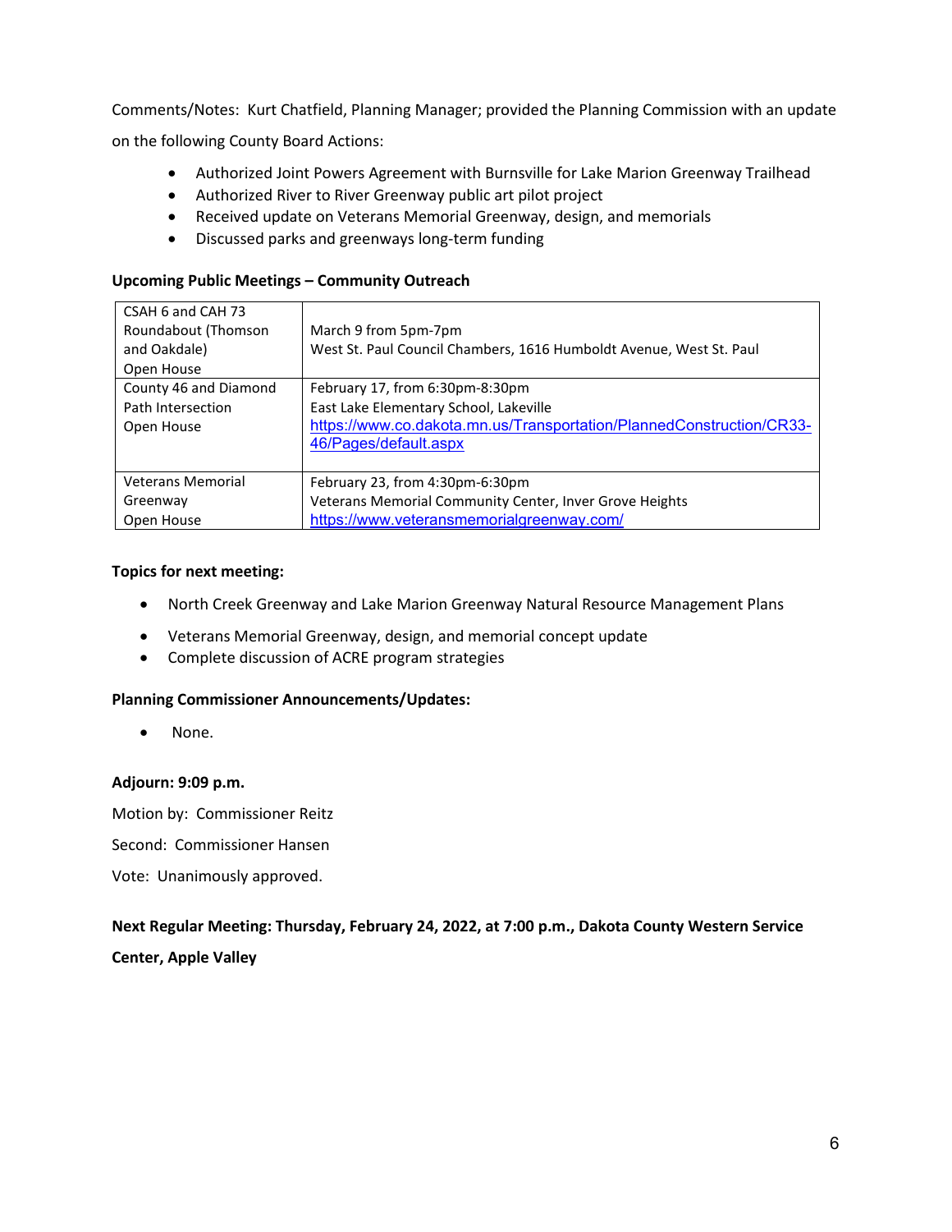Comments/Notes: Kurt Chatfield, Planning Manager; provided the Planning Commission with an update on the following County Board Actions:

- Authorized Joint Powers Agreement with Burnsville for Lake Marion Greenway Trailhead
- Authorized River to River Greenway public art pilot project
- Received update on Veterans Memorial Greenway, design, and memorials
- Discussed parks and greenways long-term funding

**Upcoming Public Meetings – Community Outreach**

| | |
|---|---|
| CSAH 6 and CAH 73 Roundabout (Thomson and Oakdale) Open House | March 9 from 5pm-7pm<br>West St. Paul Council Chambers, 1616 Humboldt Avenue, West St. Paul |
| County 46 and Diamond Path Intersection Open House | February 17, from 6:30pm-8:30pm<br>East Lake Elementary School, Lakeville<br>https://www.co.dakota.mn.us/Transportation/PlannedConstruction/CR33-46/Pages/default.aspx |
| Veterans Memorial Greenway Open House | February 23, from 4:30pm-6:30pm<br>Veterans Memorial Community Center, Inver Grove Heights<br>https://www.veteransmemorialgreenway.com/ |

**Topics for next meeting:**

- North Creek Greenway and Lake Marion Greenway Natural Resource Management Plans
- Veterans Memorial Greenway, design, and memorial concept update
- Complete discussion of ACRE program strategies

**Planning Commissioner Announcements/Updates:**

- None.

**Adjourn: 9:09 p.m.**

Motion by: Commissioner Reitz

Second: Commissioner Hansen

Vote: Unanimously approved.

**Next Regular Meeting: Thursday, February 24, 2022, at 7:00 p.m., Dakota County Western Service Center, Apple Valley**